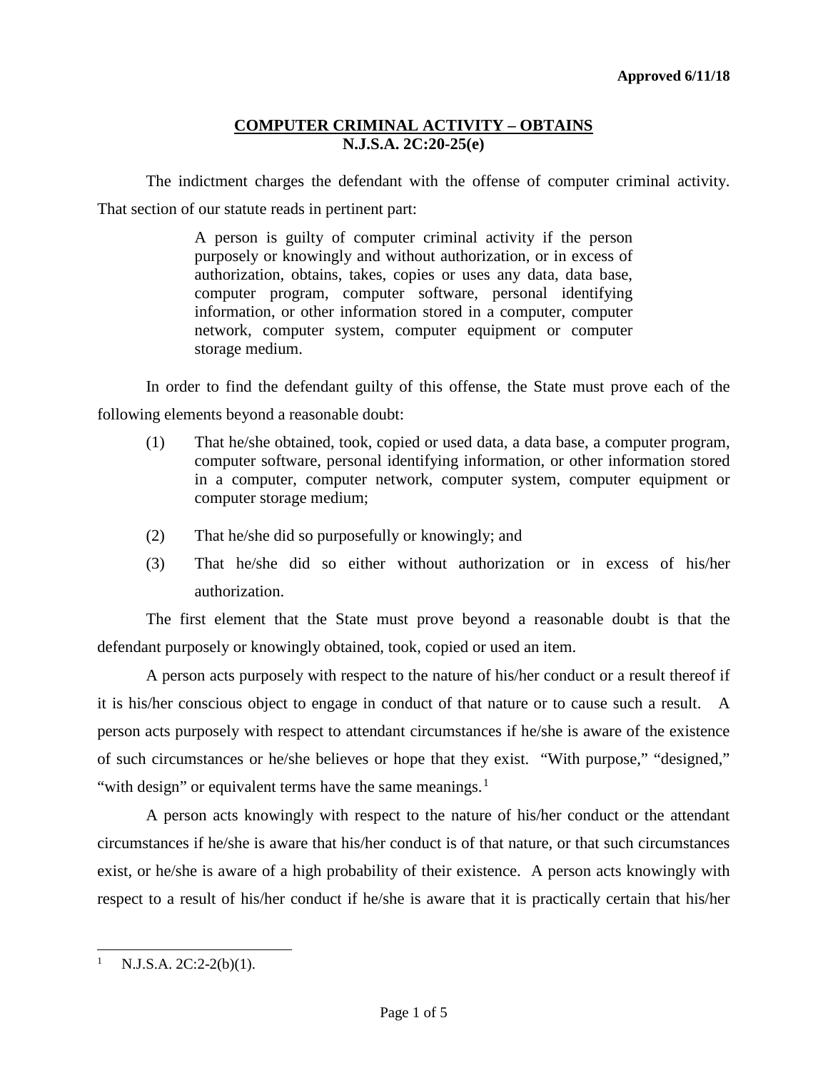**Approved 6/11/18**

# COMPUTER CRIMINAL ACTIVITY – OBTAINS
## N.J.S.A. 2C:20-25(e)

The indictment charges the defendant with the offense of computer criminal activity. That section of our statute reads in pertinent part:

> A person is guilty of computer criminal activity if the person purposely or knowingly and without authorization, or in excess of authorization, obtains, takes, copies or uses any data, data base, computer program, computer software, personal identifying information, or other information stored in a computer, computer network, computer system, computer equipment or computer storage medium.

In order to find the defendant guilty of this offense, the State must prove each of the following elements beyond a reasonable doubt:

(1) That he/she obtained, took, copied or used data, a data base, a computer program, computer software, personal identifying information, or other information stored in a computer, computer network, computer system, computer equipment or computer storage medium;

(2) That he/she did so purposefully or knowingly; and

(3) That he/she did so either without authorization or in excess of his/her authorization.

The first element that the State must prove beyond a reasonable doubt is that the defendant purposely or knowingly obtained, took, copied or used an item.

A person acts purposely with respect to the nature of his/her conduct or a result thereof if it is his/her conscious object to engage in conduct of that nature or to cause such a result. A person acts purposely with respect to attendant circumstances if he/she is aware of the existence of such circumstances or he/she believes or hope that they exist. "With purpose," "designed," "with design" or equivalent terms have the same meanings.[1]

A person acts knowingly with respect to the nature of his/her conduct or the attendant circumstances if he/she is aware that his/her conduct is of that nature, or that such circumstances exist, or he/she is aware of a high probability of their existence. A person acts knowingly with respect to a result of his/her conduct if he/she is aware that it is practically certain that his/her

[1] N.J.S.A. 2C:2-2(b)(1).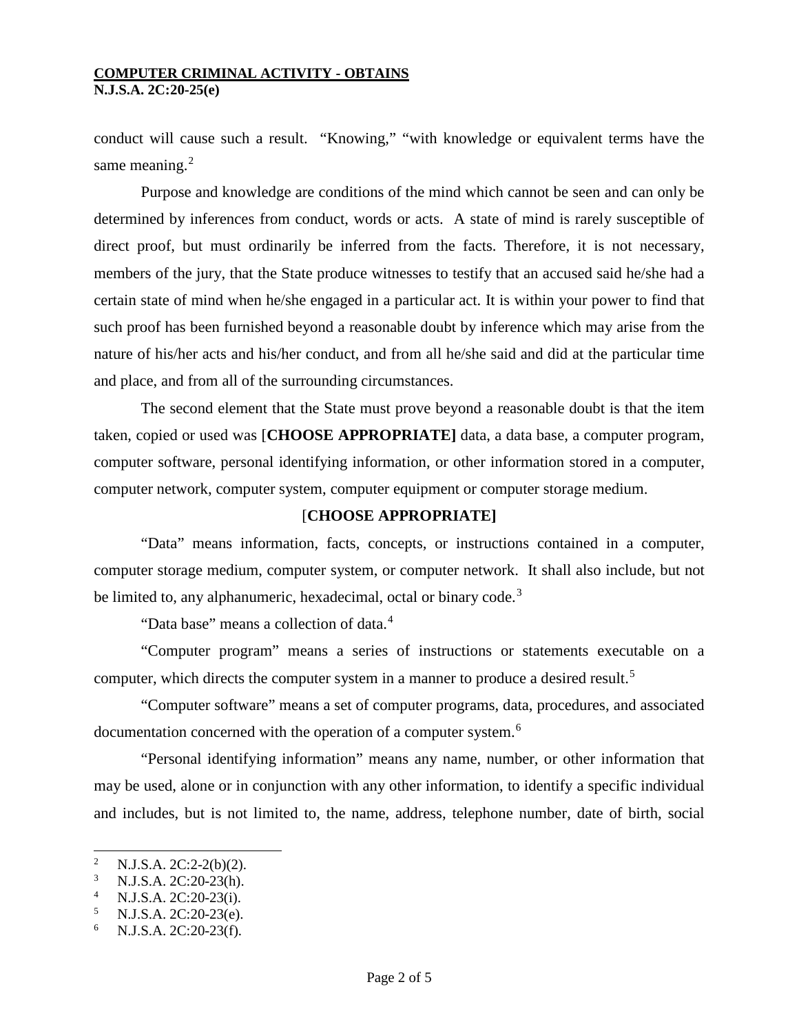conduct will cause such a result. "Knowing," "with knowledge or equivalent terms have the same meaning.[2]

Purpose and knowledge are conditions of the mind which cannot be seen and can only be determined by inferences from conduct, words or acts. A state of mind is rarely susceptible of direct proof, but must ordinarily be inferred from the facts. Therefore, it is not necessary, members of the jury, that the State produce witnesses to testify that an accused said he/she had a certain state of mind when he/she engaged in a particular act. It is within your power to find that such proof has been furnished beyond a reasonable doubt by inference which may arise from the nature of his/her acts and his/her conduct, and from all he/she said and did at the particular time and place, and from all of the surrounding circumstances.

The second element that the State must prove beyond a reasonable doubt is that the item taken, copied or used was [**CHOOSE APPROPRIATE]** data, a data base, a computer program, computer software, personal identifying information, or other information stored in a computer, computer network, computer system, computer equipment or computer storage medium.

[**CHOOSE APPROPRIATE]**

"Data" means information, facts, concepts, or instructions contained in a computer, computer storage medium, computer system, or computer network. It shall also include, but not be limited to, any alphanumeric, hexadecimal, octal or binary code.[3]

"Data base" means a collection of data.[4]

"Computer program" means a series of instructions or statements executable on a computer, which directs the computer system in a manner to produce a desired result.[5]

"Computer software" means a set of computer programs, data, procedures, and associated documentation concerned with the operation of a computer system.[6]

"Personal identifying information" means any name, number, or other information that may be used, alone or in conjunction with any other information, to identify a specific individual and includes, but is not limited to, the name, address, telephone number, date of birth, social

---

[2] N.J.S.A. 2C:2-2(b)(2).
[3] N.J.S.A. 2C:20-23(h).
[4] N.J.S.A. 2C:20-23(i).
[5] N.J.S.A. 2C:20-23(e).
[6] N.J.S.A. 2C:20-23(f).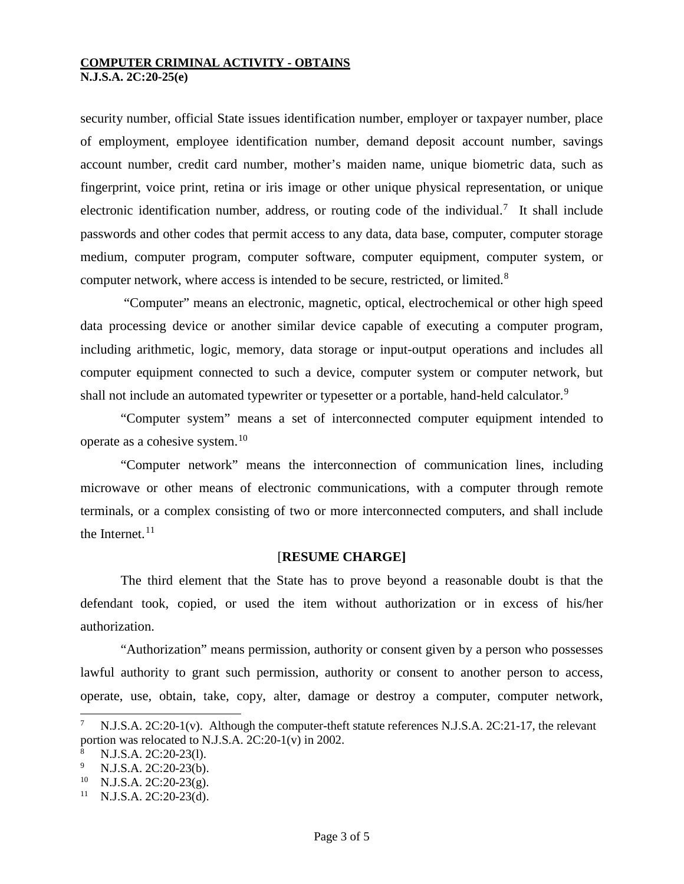security number, official State issues identification number, employer or taxpayer number, place of employment, employee identification number, demand deposit account number, savings account number, credit card number, mother's maiden name, unique biometric data, such as fingerprint, voice print, retina or iris image or other unique physical representation, or unique electronic identification number, address, or routing code of the individual.[7] It shall include passwords and other codes that permit access to any data, data base, computer, computer storage medium, computer program, computer software, computer equipment, computer system, or computer network, where access is intended to be secure, restricted, or limited.[8]

"Computer" means an electronic, magnetic, optical, electrochemical or other high speed data processing device or another similar device capable of executing a computer program, including arithmetic, logic, memory, data storage or input-output operations and includes all computer equipment connected to such a device, computer system or computer network, but shall not include an automated typewriter or typesetter or a portable, hand-held calculator.[9]

"Computer system" means a set of interconnected computer equipment intended to operate as a cohesive system.[10]

"Computer network" means the interconnection of communication lines, including microwave or other means of electronic communications, with a computer through remote terminals, or a complex consisting of two or more interconnected computers, and shall include the Internet.[11]

[**RESUME CHARGE]**

The third element that the State has to prove beyond a reasonable doubt is that the defendant took, copied, or used the item without authorization or in excess of his/her authorization.

"Authorization" means permission, authority or consent given by a person who possesses lawful authority to grant such permission, authority or consent to another person to access, operate, use, obtain, take, copy, alter, damage or destroy a computer, computer network,

---

[7] N.J.S.A. 2C:20-1(v). Although the computer-theft statute references N.J.S.A. 2C:21-17, the relevant portion was relocated to N.J.S.A. 2C:20-1(v) in 2002.

[8] N.J.S.A. 2C:20-23(l).

[9] N.J.S.A. 2C:20-23(b).

[10] N.J.S.A. 2C:20-23(g).

[11] N.J.S.A. 2C:20-23(d).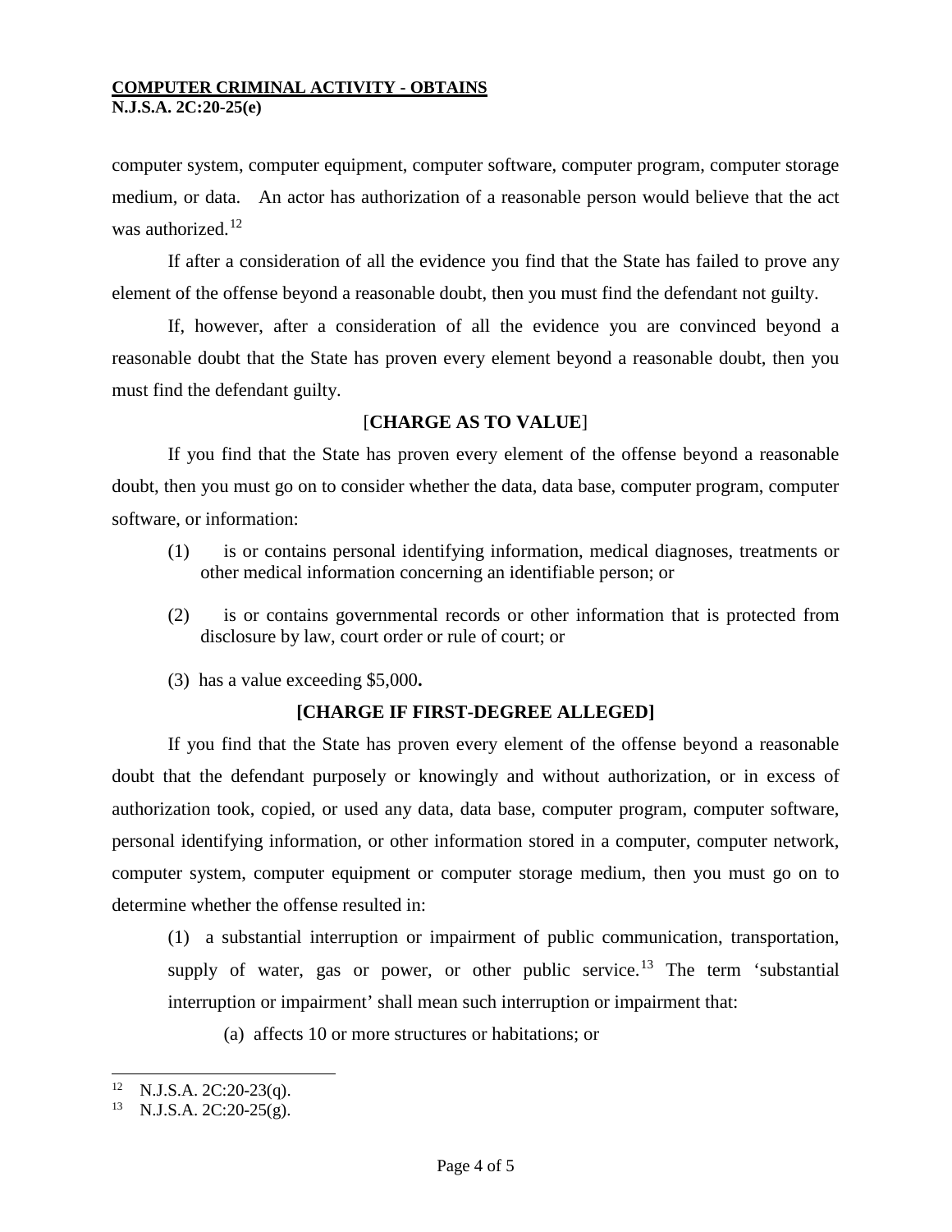computer system, computer equipment, computer software, computer program, computer storage medium, or data. An actor has authorization of a reasonable person would believe that the act was authorized.[12]

If after a consideration of all the evidence you find that the State has failed to prove any element of the offense beyond a reasonable doubt, then you must find the defendant not guilty.

If, however, after a consideration of all the evidence you are convinced beyond a reasonable doubt that the State has proven every element beyond a reasonable doubt, then you must find the defendant guilty.

[**CHARGE AS TO VALUE**]

If you find that the State has proven every element of the offense beyond a reasonable doubt, then you must go on to consider whether the data, data base, computer program, computer software, or information:

(1) is or contains personal identifying information, medical diagnoses, treatments or other medical information concerning an identifiable person; or

(2) is or contains governmental records or other information that is protected from disclosure by law, court order or rule of court; or

(3) has a value exceeding $5,000**.**

**[CHARGE IF FIRST-DEGREE ALLEGED]**

If you find that the State has proven every element of the offense beyond a reasonable doubt that the defendant purposely or knowingly and without authorization, or in excess of authorization took, copied, or used any data, data base, computer program, computer software, personal identifying information, or other information stored in a computer, computer network, computer system, computer equipment or computer storage medium, then you must go on to determine whether the offense resulted in:

(1) a substantial interruption or impairment of public communication, transportation, supply of water, gas or power, or other public service.[13] The term 'substantial interruption or impairment' shall mean such interruption or impairment that:

(a) affects 10 or more structures or habitations; or

---

[12] N.J.S.A. 2C:20-23(q).

[13] N.J.S.A. 2C:20-25(g).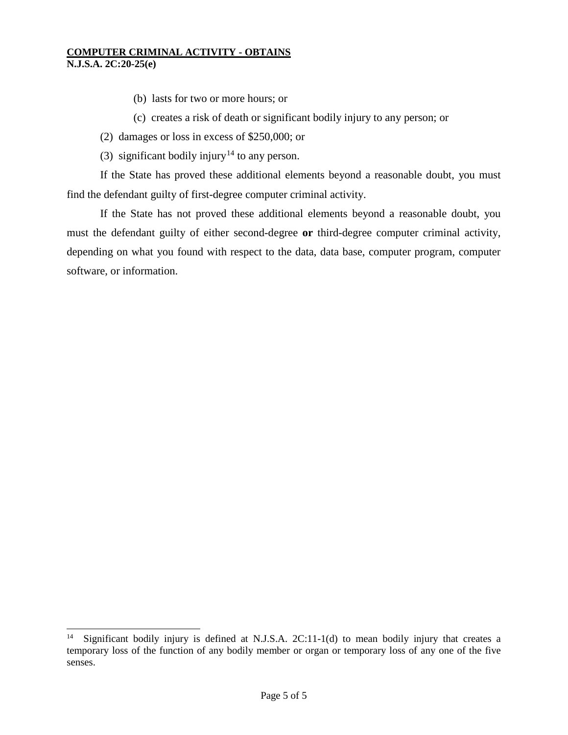(b) lasts for two or more hours; or

(c) creates a risk of death or significant bodily injury to any person; or

(2) damages or loss in excess of $250,000; or

(3) significant bodily injury[14] to any person.

If the State has proved these additional elements beyond a reasonable doubt, you must find the defendant guilty of first-degree computer criminal activity.

If the State has not proved these additional elements beyond a reasonable doubt, you must the defendant guilty of either second-degree **or** third-degree computer criminal activity, depending on what you found with respect to the data, data base, computer program, computer software, or information.

---

[14] Significant bodily injury is defined at N.J.S.A. 2C:11-1(d) to mean bodily injury that creates a temporary loss of the function of any bodily member or organ or temporary loss of any one of the five senses.